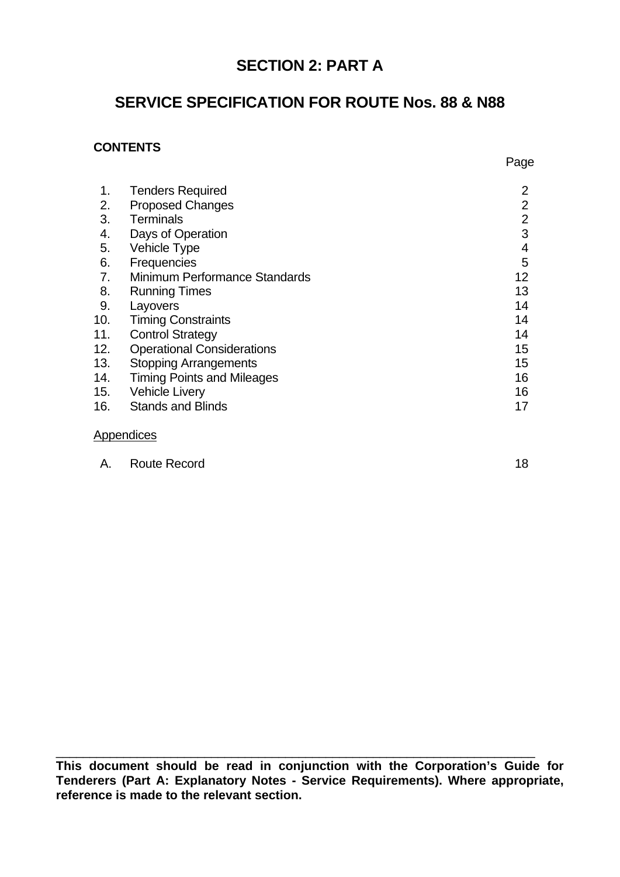# SECTION 2: PART A

## SERVICE SPECIFICATION FOR ROUTE Nos. 88 & N88

**CONTENTS**

| | | Page |
|---|---|---|
| 1. | Tenders Required | 2 |
| 2. | Proposed Changes | 2 |
| 3. | Terminals | 2 |
| 4. | Days of Operation | 3 |
| 5. | Vehicle Type | 4 |
| 6. | Frequencies | 5 |
| 7. | Minimum Performance Standards | 12 |
| 8. | Running Times | 13 |
| 9. | Layovers | 14 |
| 10. | Timing Constraints | 14 |
| 11. | Control Strategy | 14 |
| 12. | Operational Considerations | 15 |
| 13. | Stopping Arrangements | 15 |
| 14. | Timing Points and Mileages | 16 |
| 15. | Vehicle Livery | 16 |
| 16. | Stands and Blinds | 17 |

Appendices

| | | |
|---|---|---|
| A. | Route Record | 18 |

---

**This document should be read in conjunction with the Corporation's Guide for Tenderers (Part A: Explanatory Notes - Service Requirements). Where appropriate, reference is made to the relevant section.**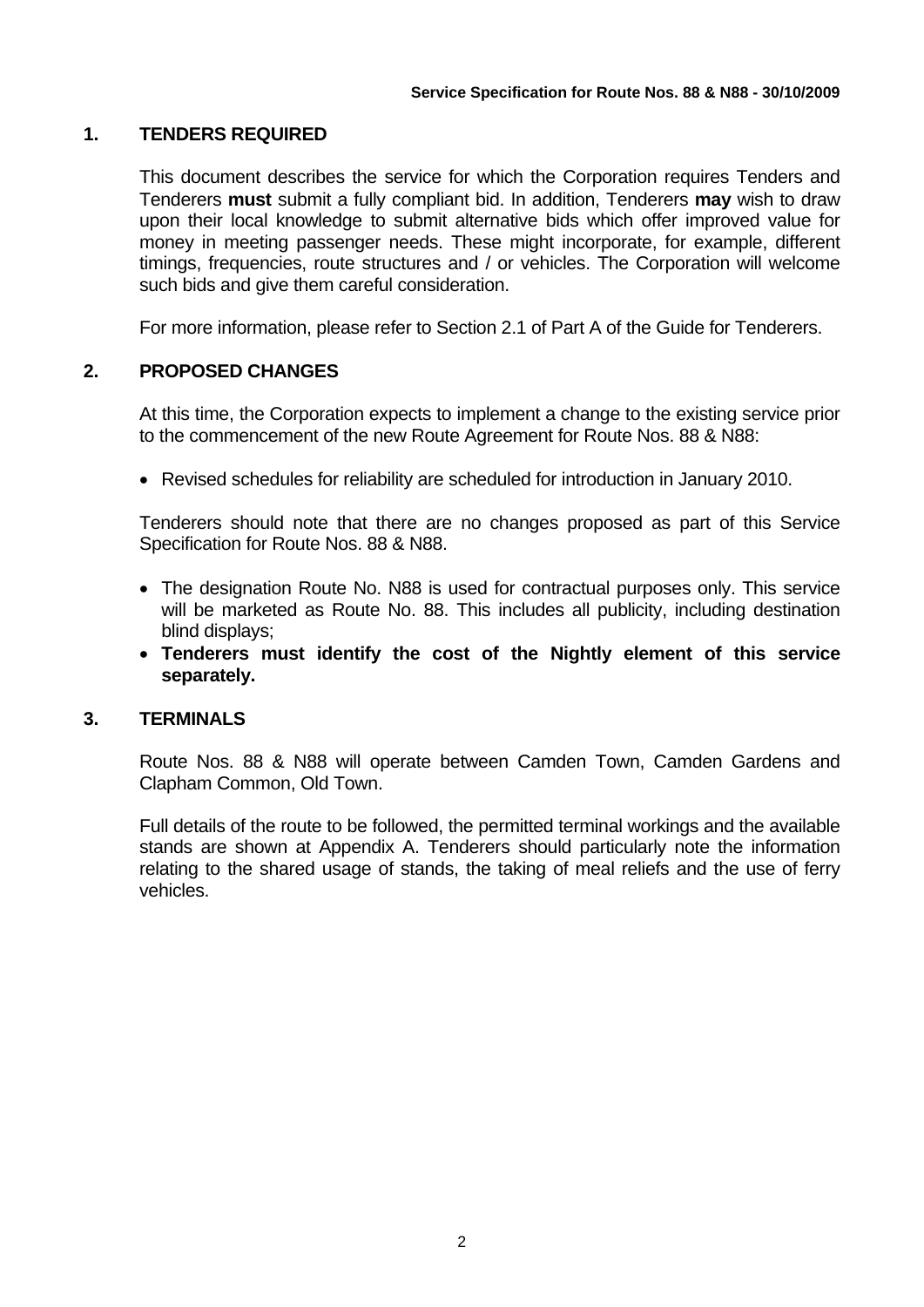## 1. TENDERS REQUIRED

This document describes the service for which the Corporation requires Tenders and Tenderers **must** submit a fully compliant bid. In addition, Tenderers **may** wish to draw upon their local knowledge to submit alternative bids which offer improved value for money in meeting passenger needs. These might incorporate, for example, different timings, frequencies, route structures and / or vehicles. The Corporation will welcome such bids and give them careful consideration.

For more information, please refer to Section 2.1 of Part A of the Guide for Tenderers.

## 2. PROPOSED CHANGES

At this time, the Corporation expects to implement a change to the existing service prior to the commencement of the new Route Agreement for Route Nos. 88 & N88:

- Revised schedules for reliability are scheduled for introduction in January 2010.

Tenderers should note that there are no changes proposed as part of this Service Specification for Route Nos. 88 & N88.

- The designation Route No. N88 is used for contractual purposes only. This service will be marketed as Route No. 88. This includes all publicity, including destination blind displays;
- **Tenderers must identify the cost of the Nightly element of this service separately.**

## 3. TERMINALS

Route Nos. 88 & N88 will operate between Camden Town, Camden Gardens and Clapham Common, Old Town.

Full details of the route to be followed, the permitted terminal workings and the available stands are shown at Appendix A. Tenderers should particularly note the information relating to the shared usage of stands, the taking of meal reliefs and the use of ferry vehicles.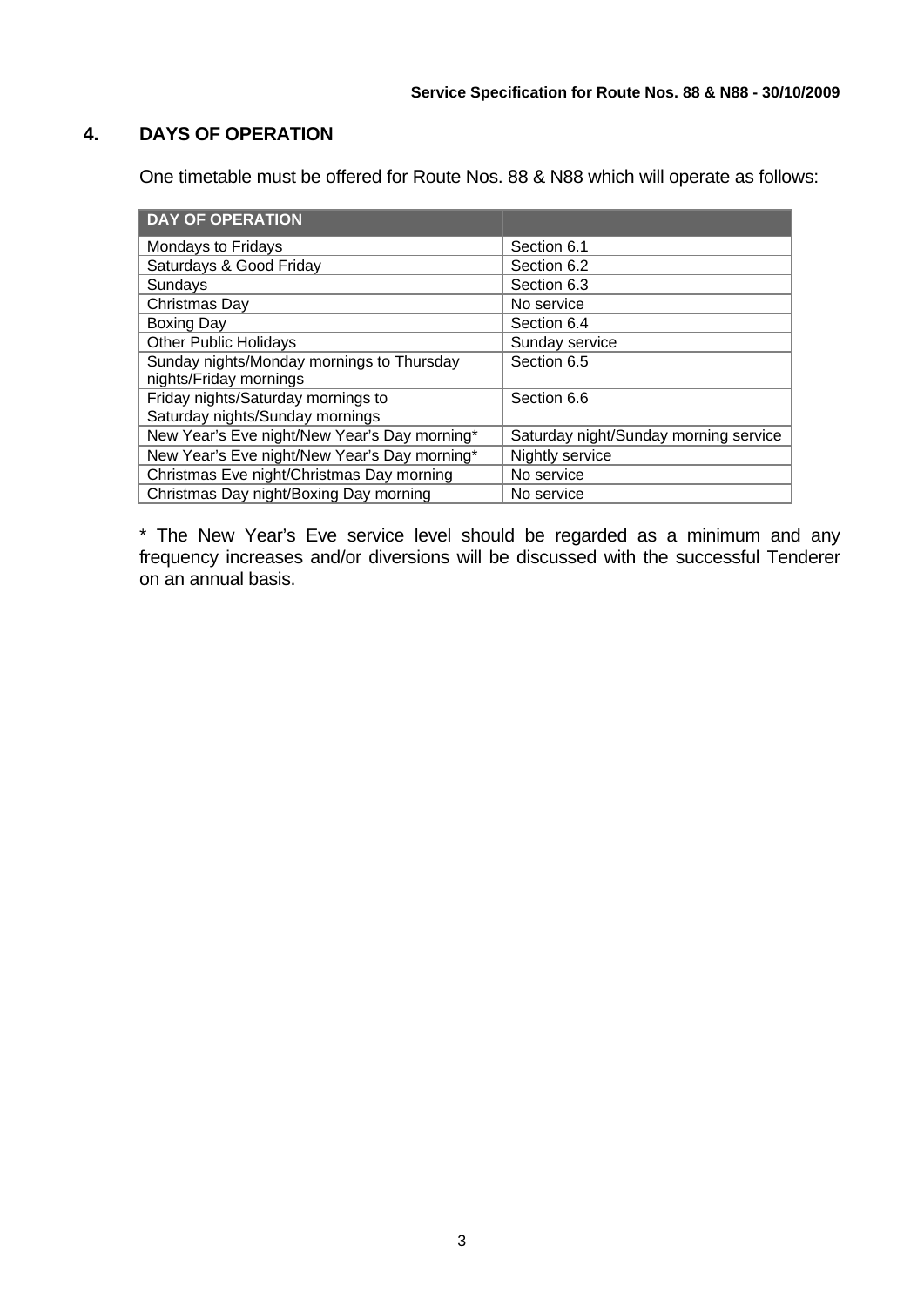## 4. DAYS OF OPERATION

One timetable must be offered for Route Nos. 88 & N88 which will operate as follows:

| DAY OF OPERATION | |
|---|---|
| Mondays to Fridays | Section 6.1 |
| Saturdays & Good Friday | Section 6.2 |
| Sundays | Section 6.3 |
| Christmas Day | No service |
| Boxing Day | Section 6.4 |
| Other Public Holidays | Sunday service |
| Sunday nights/Monday mornings to Thursday nights/Friday mornings | Section 6.5 |
| Friday nights/Saturday mornings to Saturday nights/Sunday mornings | Section 6.6 |
| New Year's Eve night/New Year's Day morning* | Saturday night/Sunday morning service |
| New Year's Eve night/New Year's Day morning* | Nightly service |
| Christmas Eve night/Christmas Day morning | No service |
| Christmas Day night/Boxing Day morning | No service |

* The New Year's Eve service level should be regarded as a minimum and any frequency increases and/or diversions will be discussed with the successful Tenderer on an annual basis.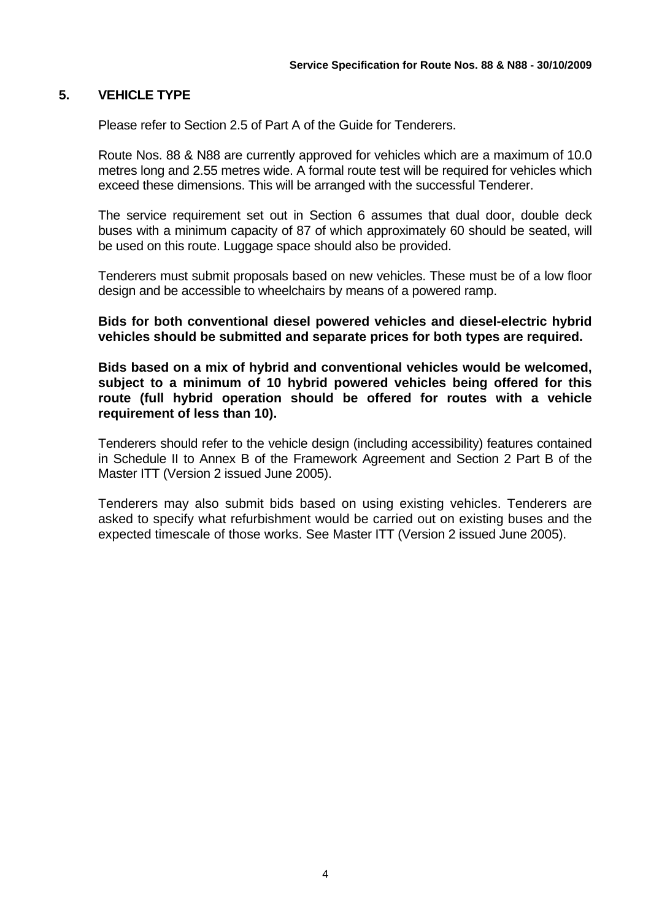## 5. VEHICLE TYPE

Please refer to Section 2.5 of Part A of the Guide for Tenderers.

Route Nos. 88 & N88 are currently approved for vehicles which are a maximum of 10.0 metres long and 2.55 metres wide. A formal route test will be required for vehicles which exceed these dimensions. This will be arranged with the successful Tenderer.

The service requirement set out in Section 6 assumes that dual door, double deck buses with a minimum capacity of 87 of which approximately 60 should be seated, will be used on this route. Luggage space should also be provided.

Tenderers must submit proposals based on new vehicles. These must be of a low floor design and be accessible to wheelchairs by means of a powered ramp.

**Bids for both conventional diesel powered vehicles and diesel-electric hybrid vehicles should be submitted and separate prices for both types are required.**

**Bids based on a mix of hybrid and conventional vehicles would be welcomed, subject to a minimum of 10 hybrid powered vehicles being offered for this route (full hybrid operation should be offered for routes with a vehicle requirement of less than 10).**

Tenderers should refer to the vehicle design (including accessibility) features contained in Schedule II to Annex B of the Framework Agreement and Section 2 Part B of the Master ITT (Version 2 issued June 2005).

Tenderers may also submit bids based on using existing vehicles. Tenderers are asked to specify what refurbishment would be carried out on existing buses and the expected timescale of those works. See Master ITT (Version 2 issued June 2005).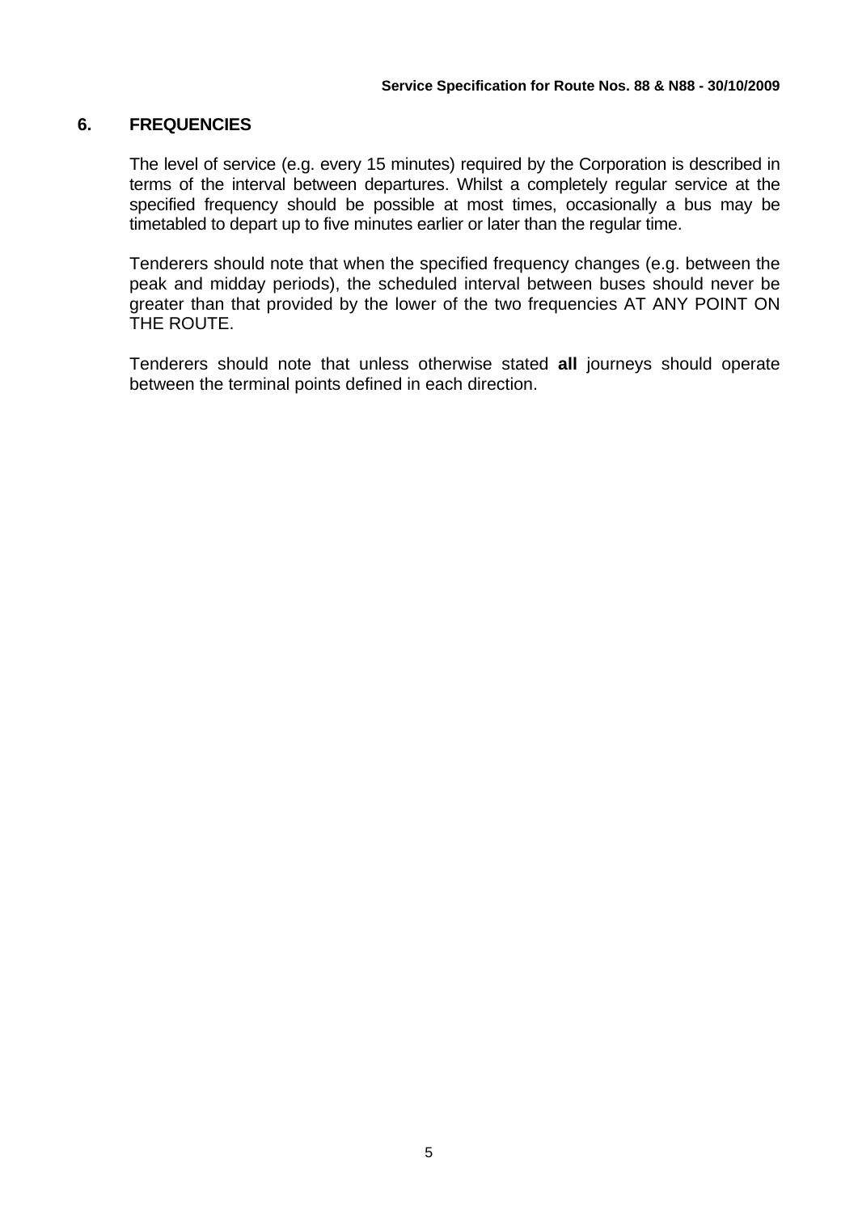## 6. FREQUENCIES

The level of service (e.g. every 15 minutes) required by the Corporation is described in terms of the interval between departures. Whilst a completely regular service at the specified frequency should be possible at most times, occasionally a bus may be timetabled to depart up to five minutes earlier or later than the regular time.

Tenderers should note that when the specified frequency changes (e.g. between the peak and midday periods), the scheduled interval between buses should never be greater than that provided by the lower of the two frequencies AT ANY POINT ON THE ROUTE.

Tenderers should note that unless otherwise stated **all** journeys should operate between the terminal points defined in each direction.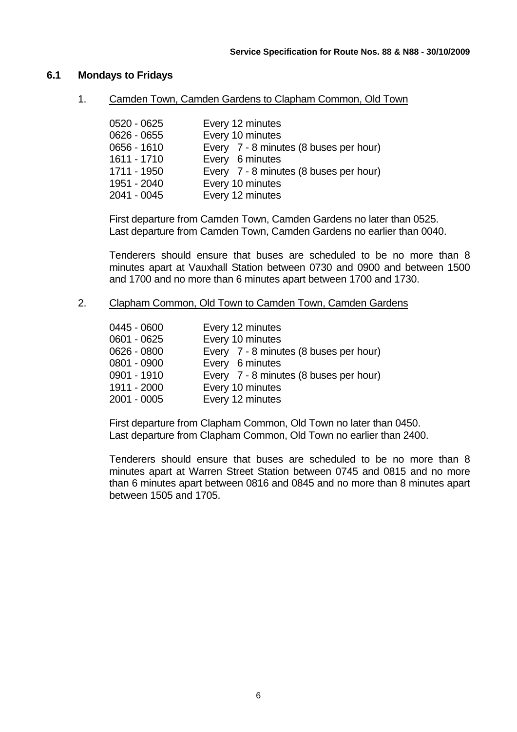## 6.1 Mondays to Fridays

1. Camden Town, Camden Gardens to Clapham Common, Old Town

| | |
|---|---|
| 0520 - 0625 | Every 12 minutes |
| 0626 - 0655 | Every 10 minutes |
| 0656 - 1610 | Every 7 - 8 minutes (8 buses per hour) |
| 1611 - 1710 | Every 6 minutes |
| 1711 - 1950 | Every 7 - 8 minutes (8 buses per hour) |
| 1951 - 2040 | Every 10 minutes |
| 2041 - 0045 | Every 12 minutes |

First departure from Camden Town, Camden Gardens no later than 0525.
Last departure from Camden Town, Camden Gardens no earlier than 0040.

Tenderers should ensure that buses are scheduled to be no more than 8 minutes apart at Vauxhall Station between 0730 and 0900 and between 1500 and 1700 and no more than 6 minutes apart between 1700 and 1730.

2. Clapham Common, Old Town to Camden Town, Camden Gardens

| | |
|---|---|
| 0445 - 0600 | Every 12 minutes |
| 0601 - 0625 | Every 10 minutes |
| 0626 - 0800 | Every 7 - 8 minutes (8 buses per hour) |
| 0801 - 0900 | Every 6 minutes |
| 0901 - 1910 | Every 7 - 8 minutes (8 buses per hour) |
| 1911 - 2000 | Every 10 minutes |
| 2001 - 0005 | Every 12 minutes |

First departure from Clapham Common, Old Town no later than 0450.
Last departure from Clapham Common, Old Town no earlier than 2400.

Tenderers should ensure that buses are scheduled to be no more than 8 minutes apart at Warren Street Station between 0745 and 0815 and no more than 6 minutes apart between 0816 and 0845 and no more than 8 minutes apart between 1505 and 1705.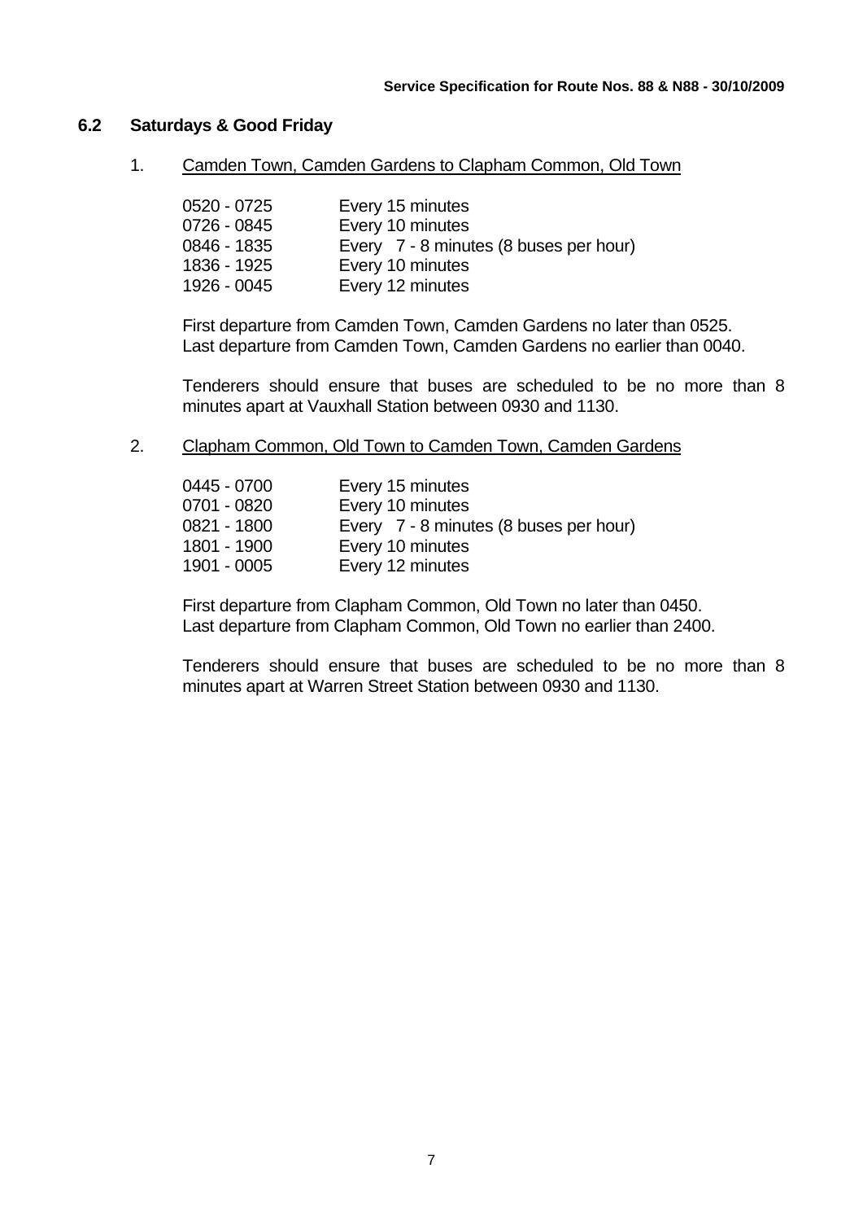## 6.2 Saturdays & Good Friday

1. Camden Town, Camden Gardens to Clapham Common, Old Town

| | |
|---|---|
| 0520 - 0725 | Every 15 minutes |
| 0726 - 0845 | Every 10 minutes |
| 0846 - 1835 | Every 7 - 8 minutes (8 buses per hour) |
| 1836 - 1925 | Every 10 minutes |
| 1926 - 0045 | Every 12 minutes |

First departure from Camden Town, Camden Gardens no later than 0525.
Last departure from Camden Town, Camden Gardens no earlier than 0040.

Tenderers should ensure that buses are scheduled to be no more than 8 minutes apart at Vauxhall Station between 0930 and 1130.

2. Clapham Common, Old Town to Camden Town, Camden Gardens

| | |
|---|---|
| 0445 - 0700 | Every 15 minutes |
| 0701 - 0820 | Every 10 minutes |
| 0821 - 1800 | Every 7 - 8 minutes (8 buses per hour) |
| 1801 - 1900 | Every 10 minutes |
| 1901 - 0005 | Every 12 minutes |

First departure from Clapham Common, Old Town no later than 0450.
Last departure from Clapham Common, Old Town no earlier than 2400.

Tenderers should ensure that buses are scheduled to be no more than 8 minutes apart at Warren Street Station between 0930 and 1130.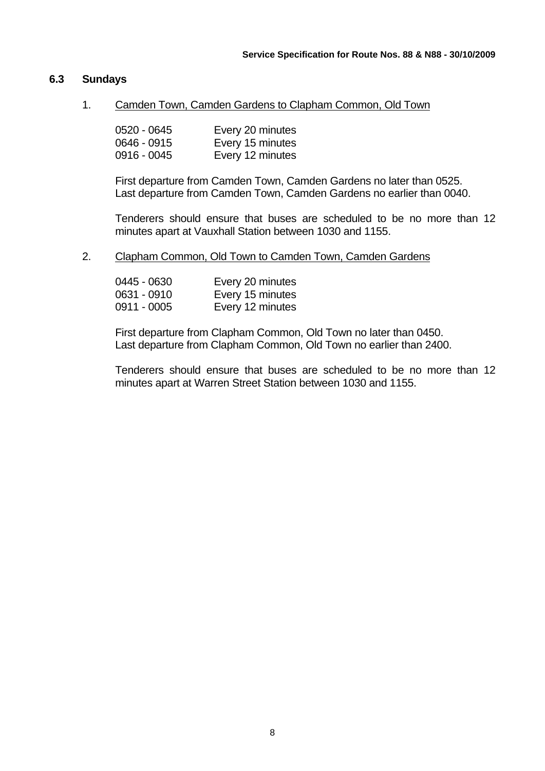## 6.3 Sundays

1. Camden Town, Camden Gardens to Clapham Common, Old Town

| | |
|---|---|
| 0520 - 0645 | Every 20 minutes |
| 0646 - 0915 | Every 15 minutes |
| 0916 - 0045 | Every 12 minutes |

First departure from Camden Town, Camden Gardens no later than 0525.
Last departure from Camden Town, Camden Gardens no earlier than 0040.

Tenderers should ensure that buses are scheduled to be no more than 12 minutes apart at Vauxhall Station between 1030 and 1155.

2. Clapham Common, Old Town to Camden Town, Camden Gardens

| | |
|---|---|
| 0445 - 0630 | Every 20 minutes |
| 0631 - 0910 | Every 15 minutes |
| 0911 - 0005 | Every 12 minutes |

First departure from Clapham Common, Old Town no later than 0450.
Last departure from Clapham Common, Old Town no earlier than 2400.

Tenderers should ensure that buses are scheduled to be no more than 12 minutes apart at Warren Street Station between 1030 and 1155.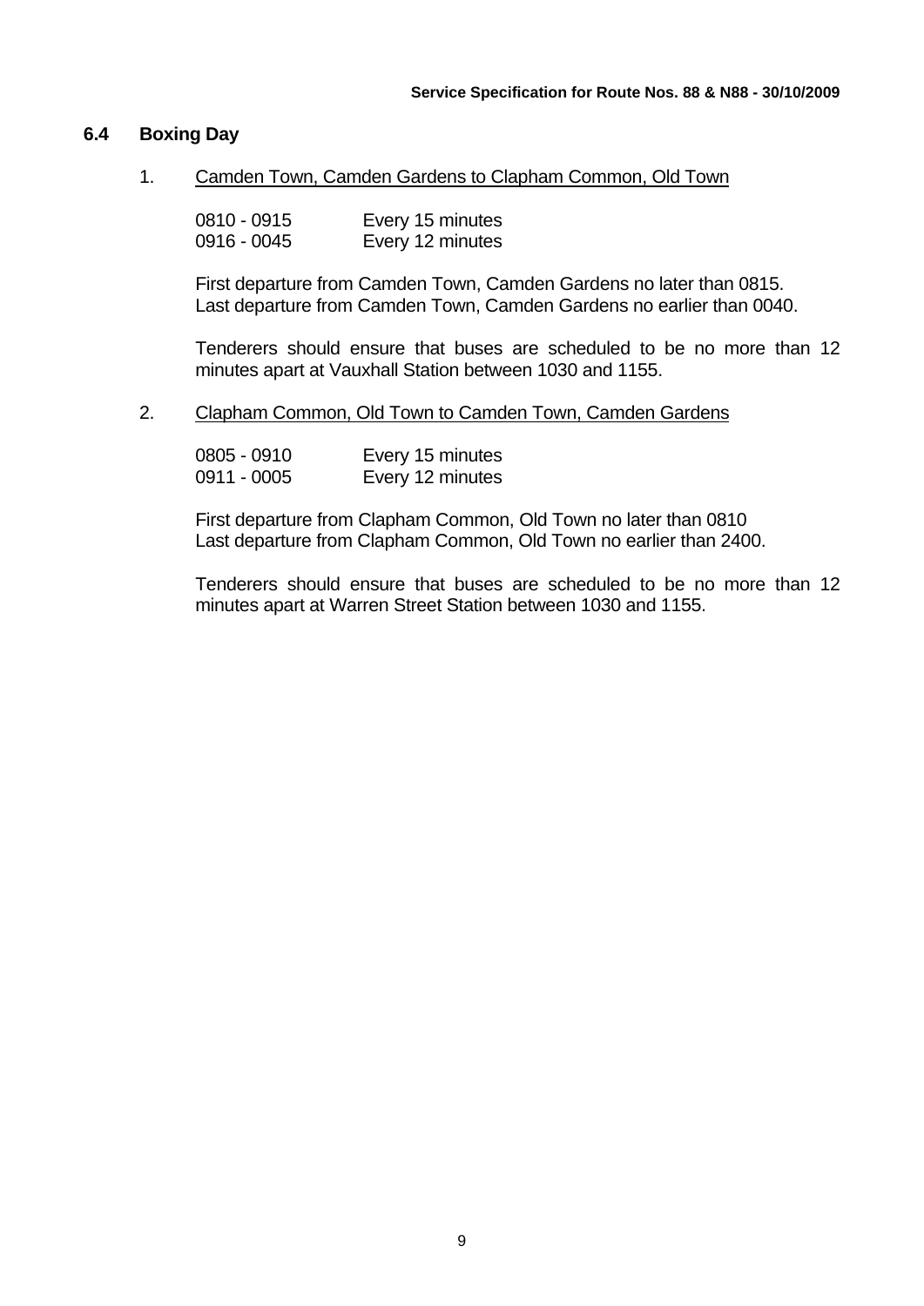## 6.4 Boxing Day

1. Camden Town, Camden Gardens to Clapham Common, Old Town

| | |
|---|---|
| 0810 - 0915 | Every 15 minutes |
| 0916 - 0045 | Every 12 minutes |

First departure from Camden Town, Camden Gardens no later than 0815.
Last departure from Camden Town, Camden Gardens no earlier than 0040.

Tenderers should ensure that buses are scheduled to be no more than 12 minutes apart at Vauxhall Station between 1030 and 1155.

2. Clapham Common, Old Town to Camden Town, Camden Gardens

| | |
|---|---|
| 0805 - 0910 | Every 15 minutes |
| 0911 - 0005 | Every 12 minutes |

First departure from Clapham Common, Old Town no later than 0810
Last departure from Clapham Common, Old Town no earlier than 2400.

Tenderers should ensure that buses are scheduled to be no more than 12 minutes apart at Warren Street Station between 1030 and 1155.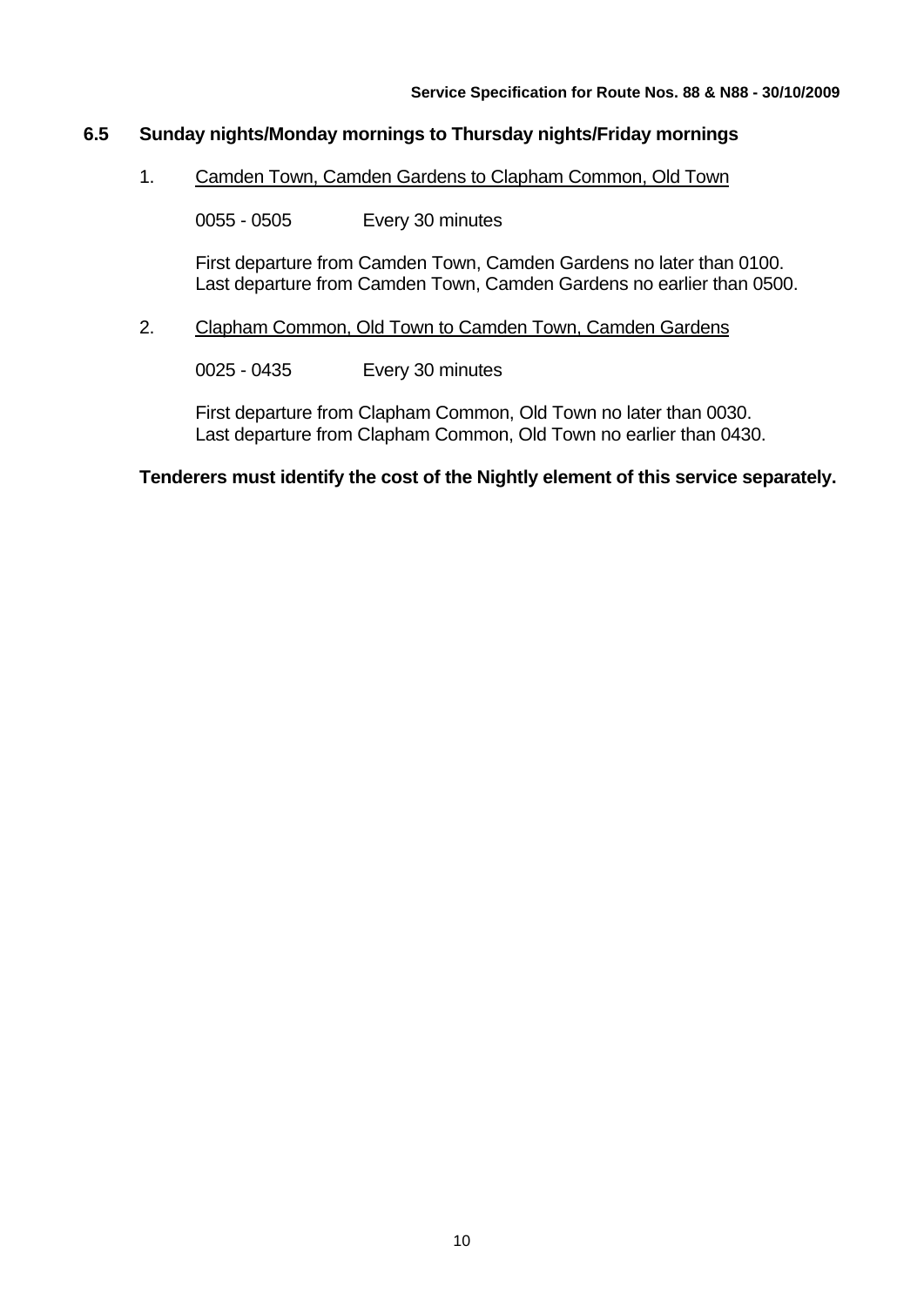### 6.5 Sunday nights/Monday mornings to Thursday nights/Friday mornings

1. <u>Camden Town, Camden Gardens to Clapham Common, Old Town</u>

   0055 - 0505 Every 30 minutes

   First departure from Camden Town, Camden Gardens no later than 0100.
   Last departure from Camden Town, Camden Gardens no earlier than 0500.

2. <u>Clapham Common, Old Town to Camden Town, Camden Gardens</u>

   0025 - 0435 Every 30 minutes

   First departure from Clapham Common, Old Town no later than 0030.
   Last departure from Clapham Common, Old Town no earlier than 0430.

**Tenderers must identify the cost of the Nightly element of this service separately.**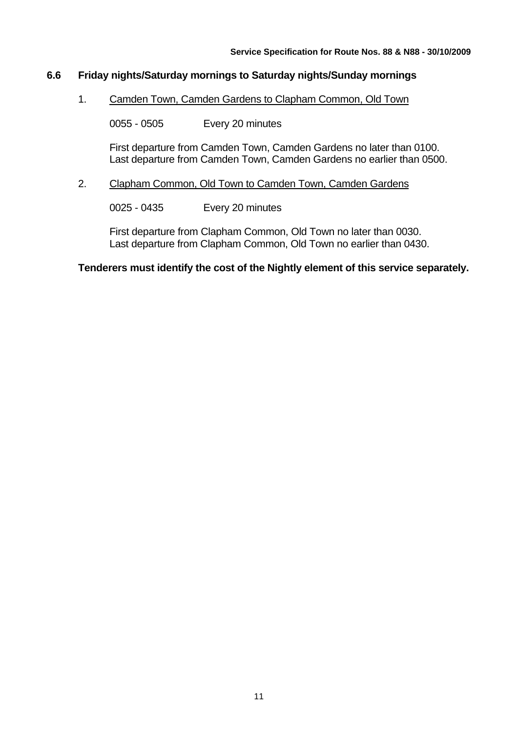### 6.6 Friday nights/Saturday mornings to Saturday nights/Sunday mornings

1. <u>Camden Town, Camden Gardens to Clapham Common, Old Town</u>

   0055 - 0505 Every 20 minutes

   First departure from Camden Town, Camden Gardens no later than 0100.
   Last departure from Camden Town, Camden Gardens no earlier than 0500.

2. <u>Clapham Common, Old Town to Camden Town, Camden Gardens</u>

   0025 - 0435 Every 20 minutes

   First departure from Clapham Common, Old Town no later than 0030.
   Last departure from Clapham Common, Old Town no earlier than 0430.

**Tenderers must identify the cost of the Nightly element of this service separately.**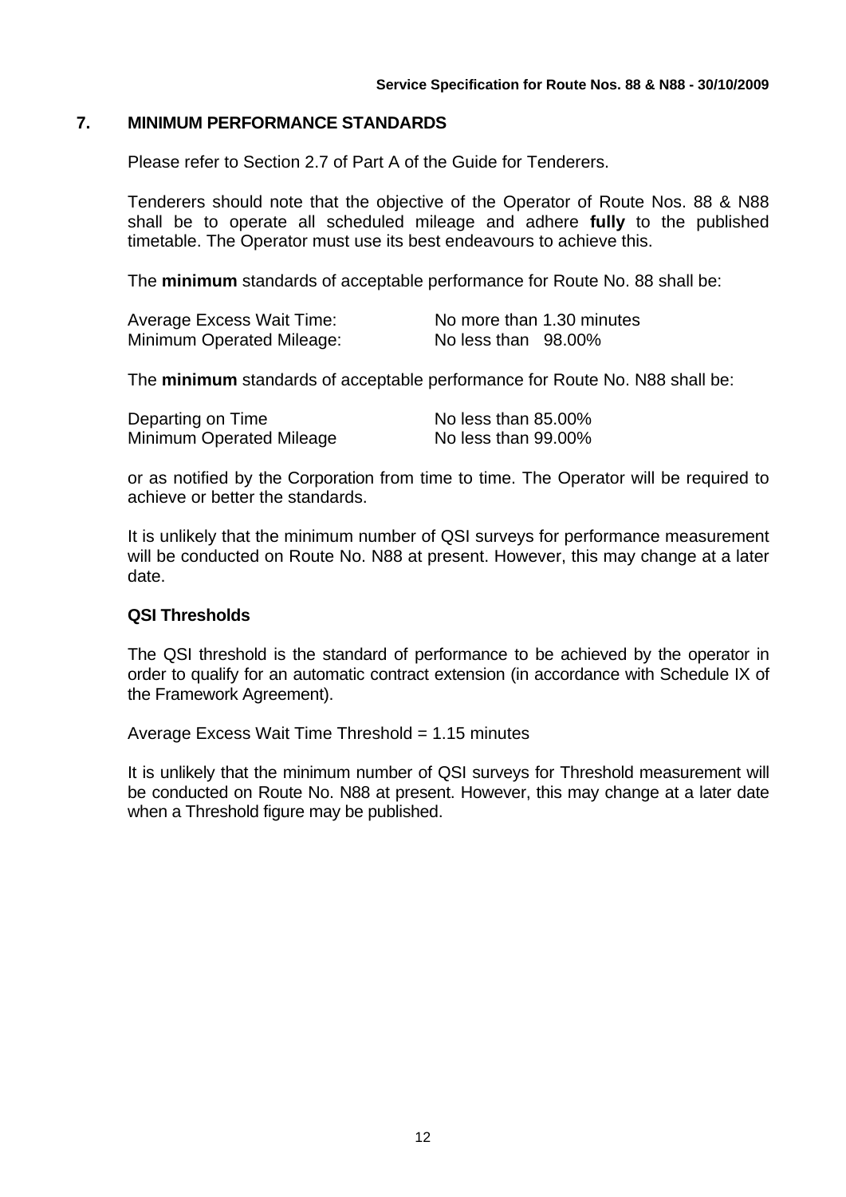## 7. MINIMUM PERFORMANCE STANDARDS

Please refer to Section 2.7 of Part A of the Guide for Tenderers.

Tenderers should note that the objective of the Operator of Route Nos. 88 & N88 shall be to operate all scheduled mileage and adhere **fully** to the published timetable. The Operator must use its best endeavours to achieve this.

The **minimum** standards of acceptable performance for Route No. 88 shall be:

| | |
|---|---|
| Average Excess Wait Time: | No more than 1.30 minutes |
| Minimum Operated Mileage: | No less than 98.00% |

The **minimum** standards of acceptable performance for Route No. N88 shall be:

| | |
|---|---|
| Departing on Time | No less than 85.00% |
| Minimum Operated Mileage | No less than 99.00% |

or as notified by the Corporation from time to time. The Operator will be required to achieve or better the standards.

It is unlikely that the minimum number of QSI surveys for performance measurement will be conducted on Route No. N88 at present. However, this may change at a later date.

### QSI Thresholds

The QSI threshold is the standard of performance to be achieved by the operator in order to qualify for an automatic contract extension (in accordance with Schedule IX of the Framework Agreement).

Average Excess Wait Time Threshold = 1.15 minutes

It is unlikely that the minimum number of QSI surveys for Threshold measurement will be conducted on Route No. N88 at present. However, this may change at a later date when a Threshold figure may be published.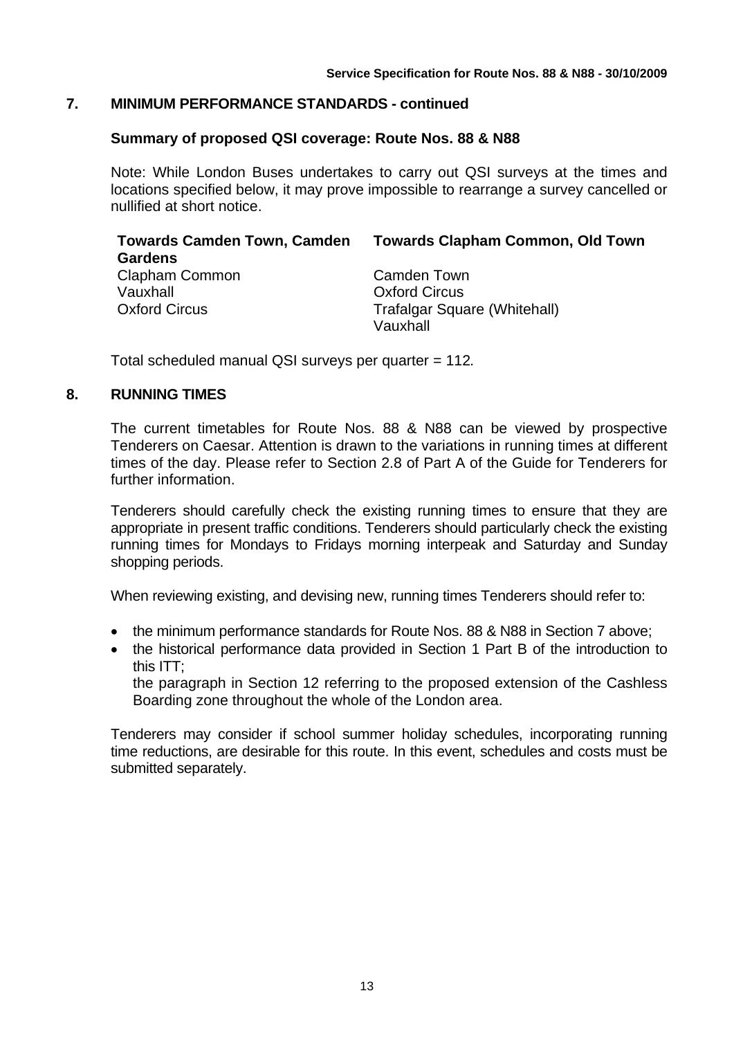## 7. MINIMUM PERFORMANCE STANDARDS - continued

### Summary of proposed QSI coverage: Route Nos. 88 & N88

Note: While London Buses undertakes to carry out QSI surveys at the times and locations specified below, it may prove impossible to rearrange a survey cancelled or nullified at short notice.

| Towards Camden Town, Camden Gardens | Towards Clapham Common, Old Town |
| --- | --- |
| Clapham Common | Camden Town |
| Vauxhall | Oxford Circus |
| Oxford Circus | Trafalgar Square (Whitehall) |
| | Vauxhall |

Total scheduled manual QSI surveys per quarter = 112.

## 8. RUNNING TIMES

The current timetables for Route Nos. 88 & N88 can be viewed by prospective Tenderers on Caesar. Attention is drawn to the variations in running times at different times of the day. Please refer to Section 2.8 of Part A of the Guide for Tenderers for further information.

Tenderers should carefully check the existing running times to ensure that they are appropriate in present traffic conditions. Tenderers should particularly check the existing running times for Mondays to Fridays morning interpeak and Saturday and Sunday shopping periods.

When reviewing existing, and devising new, running times Tenderers should refer to:

- the minimum performance standards for Route Nos. 88 & N88 in Section 7 above;
- the historical performance data provided in Section 1 Part B of the introduction to this ITT;
  the paragraph in Section 12 referring to the proposed extension of the Cashless Boarding zone throughout the whole of the London area.

Tenderers may consider if school summer holiday schedules, incorporating running time reductions, are desirable for this route. In this event, schedules and costs must be submitted separately.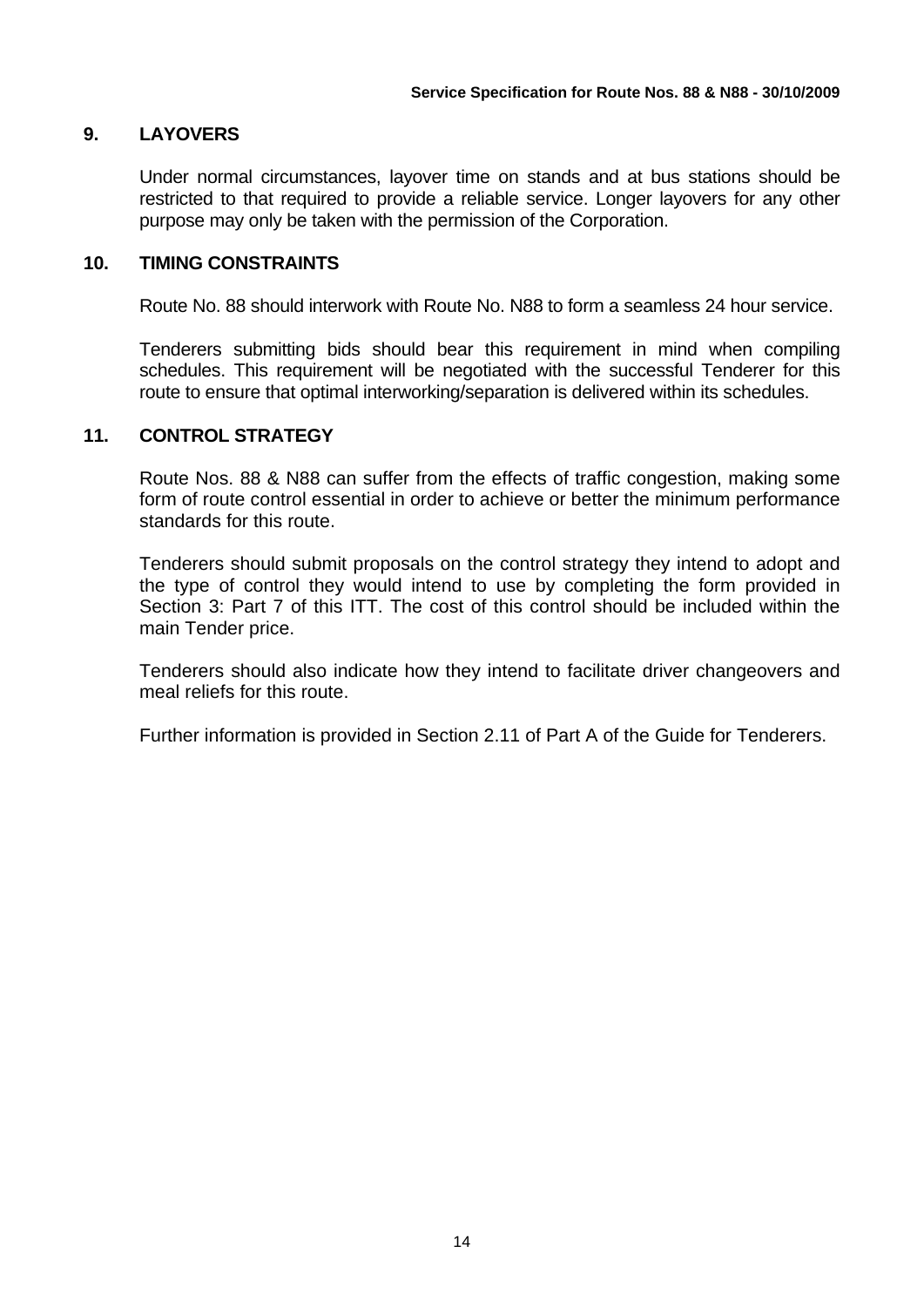## 9. LAYOVERS

Under normal circumstances, layover time on stands and at bus stations should be restricted to that required to provide a reliable service. Longer layovers for any other purpose may only be taken with the permission of the Corporation.

## 10. TIMING CONSTRAINTS

Route No. 88 should interwork with Route No. N88 to form a seamless 24 hour service.

Tenderers submitting bids should bear this requirement in mind when compiling schedules. This requirement will be negotiated with the successful Tenderer for this route to ensure that optimal interworking/separation is delivered within its schedules.

## 11. CONTROL STRATEGY

Route Nos. 88 & N88 can suffer from the effects of traffic congestion, making some form of route control essential in order to achieve or better the minimum performance standards for this route.

Tenderers should submit proposals on the control strategy they intend to adopt and the type of control they would intend to use by completing the form provided in Section 3: Part 7 of this ITT. The cost of this control should be included within the main Tender price.

Tenderers should also indicate how they intend to facilitate driver changeovers and meal reliefs for this route.

Further information is provided in Section 2.11 of Part A of the Guide for Tenderers.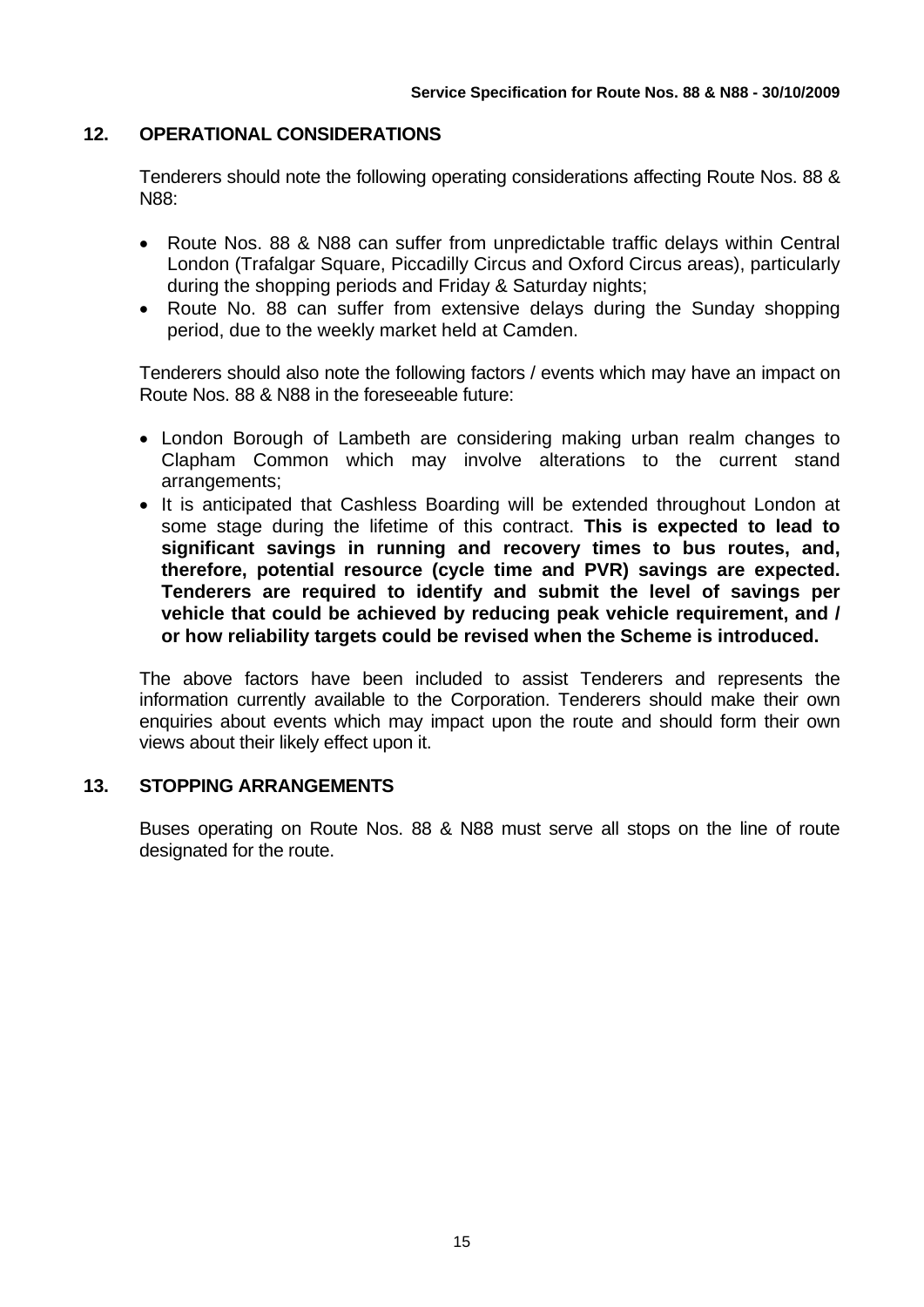## 12. OPERATIONAL CONSIDERATIONS

Tenderers should note the following operating considerations affecting Route Nos. 88 & N88:

- Route Nos. 88 & N88 can suffer from unpredictable traffic delays within Central London (Trafalgar Square, Piccadilly Circus and Oxford Circus areas), particularly during the shopping periods and Friday & Saturday nights;
- Route No. 88 can suffer from extensive delays during the Sunday shopping period, due to the weekly market held at Camden.

Tenderers should also note the following factors / events which may have an impact on Route Nos. 88 & N88 in the foreseeable future:

- London Borough of Lambeth are considering making urban realm changes to Clapham Common which may involve alterations to the current stand arrangements;
- It is anticipated that Cashless Boarding will be extended throughout London at some stage during the lifetime of this contract. **This is expected to lead to significant savings in running and recovery times to bus routes, and, therefore, potential resource (cycle time and PVR) savings are expected. Tenderers are required to identify and submit the level of savings per vehicle that could be achieved by reducing peak vehicle requirement, and / or how reliability targets could be revised when the Scheme is introduced.**

The above factors have been included to assist Tenderers and represents the information currently available to the Corporation. Tenderers should make their own enquiries about events which may impact upon the route and should form their own views about their likely effect upon it.

## 13. STOPPING ARRANGEMENTS

Buses operating on Route Nos. 88 & N88 must serve all stops on the line of route designated for the route.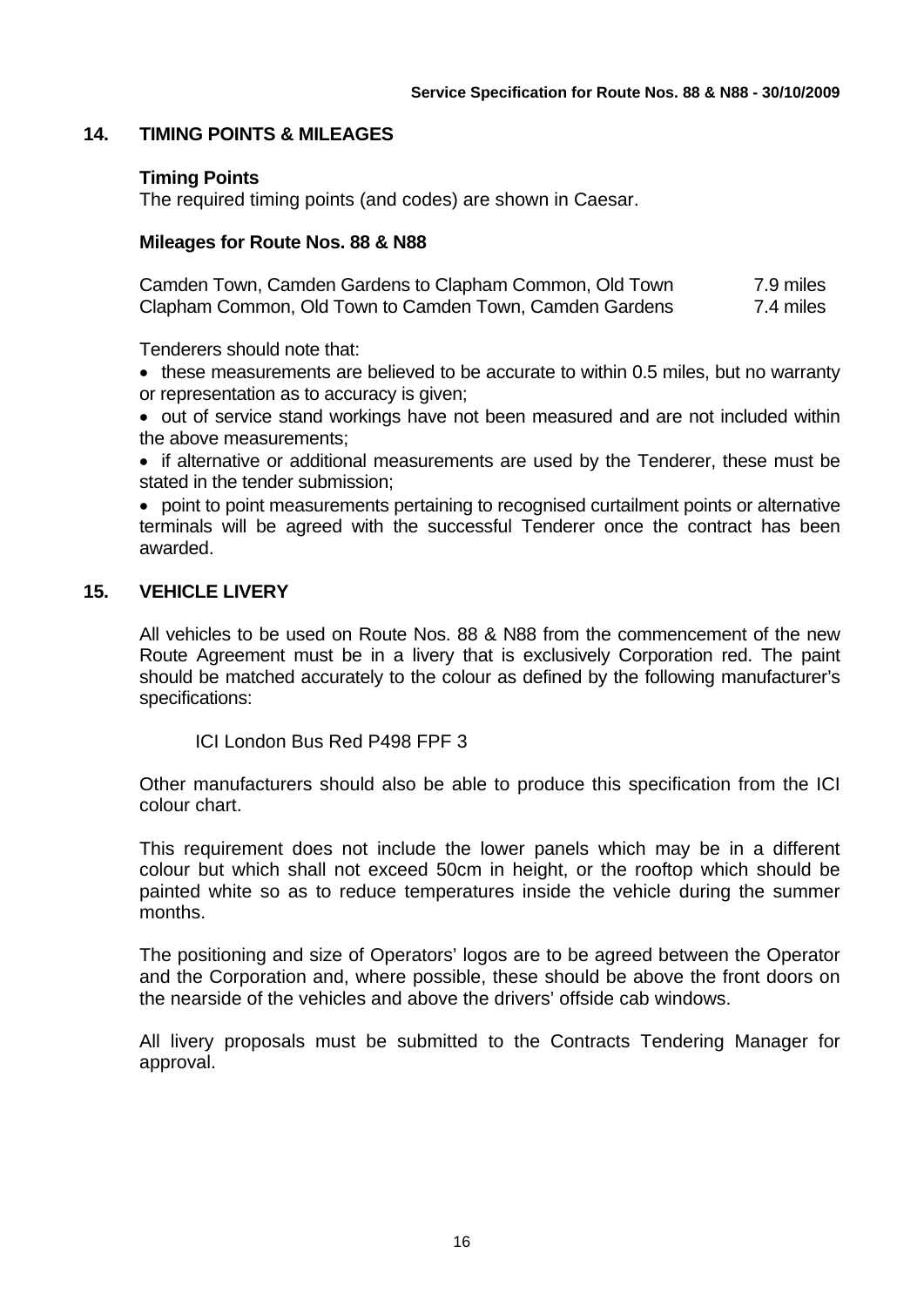## 14. TIMING POINTS & MILEAGES

### Timing Points

The required timing points (and codes) are shown in Caesar.

### Mileages for Route Nos. 88 & N88

| | |
|---|---|
| Camden Town, Camden Gardens to Clapham Common, Old Town | 7.9 miles |
| Clapham Common, Old Town to Camden Town, Camden Gardens | 7.4 miles |

Tenderers should note that:

- these measurements are believed to be accurate to within 0.5 miles, but no warranty or representation as to accuracy is given;
- out of service stand workings have not been measured and are not included within the above measurements;
- if alternative or additional measurements are used by the Tenderer, these must be stated in the tender submission;
- point to point measurements pertaining to recognised curtailment points or alternative terminals will be agreed with the successful Tenderer once the contract has been awarded.

## 15. VEHICLE LIVERY

All vehicles to be used on Route Nos. 88 & N88 from the commencement of the new Route Agreement must be in a livery that is exclusively Corporation red. The paint should be matched accurately to the colour as defined by the following manufacturer's specifications:

ICI London Bus Red P498 FPF 3

Other manufacturers should also be able to produce this specification from the ICI colour chart.

This requirement does not include the lower panels which may be in a different colour but which shall not exceed 50cm in height, or the rooftop which should be painted white so as to reduce temperatures inside the vehicle during the summer months.

The positioning and size of Operators' logos are to be agreed between the Operator and the Corporation and, where possible, these should be above the front doors on the nearside of the vehicles and above the drivers' offside cab windows.

All livery proposals must be submitted to the Contracts Tendering Manager for approval.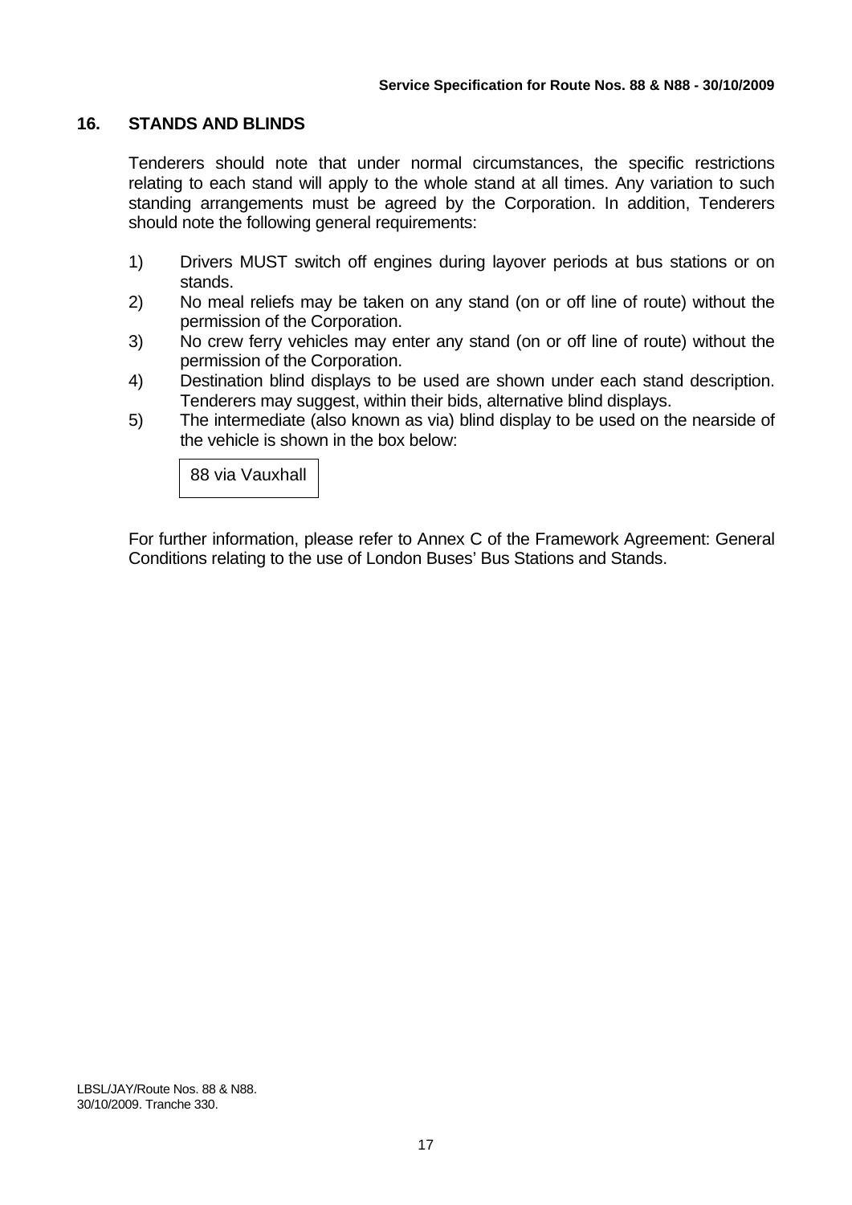## 16. STANDS AND BLINDS

Tenderers should note that under normal circumstances, the specific restrictions relating to each stand will apply to the whole stand at all times. Any variation to such standing arrangements must be agreed by the Corporation. In addition, Tenderers should note the following general requirements:

1) Drivers MUST switch off engines during layover periods at bus stations or on stands.
2) No meal reliefs may be taken on any stand (on or off line of route) without the permission of the Corporation.
3) No crew ferry vehicles may enter any stand (on or off line of route) without the permission of the Corporation.
4) Destination blind displays to be used are shown under each stand description. Tenderers may suggest, within their bids, alternative blind displays.
5) The intermediate (also known as via) blind display to be used on the nearside of the vehicle is shown in the box below:

| 88 via Vauxhall |
|---|

For further information, please refer to Annex C of the Framework Agreement: General Conditions relating to the use of London Buses' Bus Stations and Stands.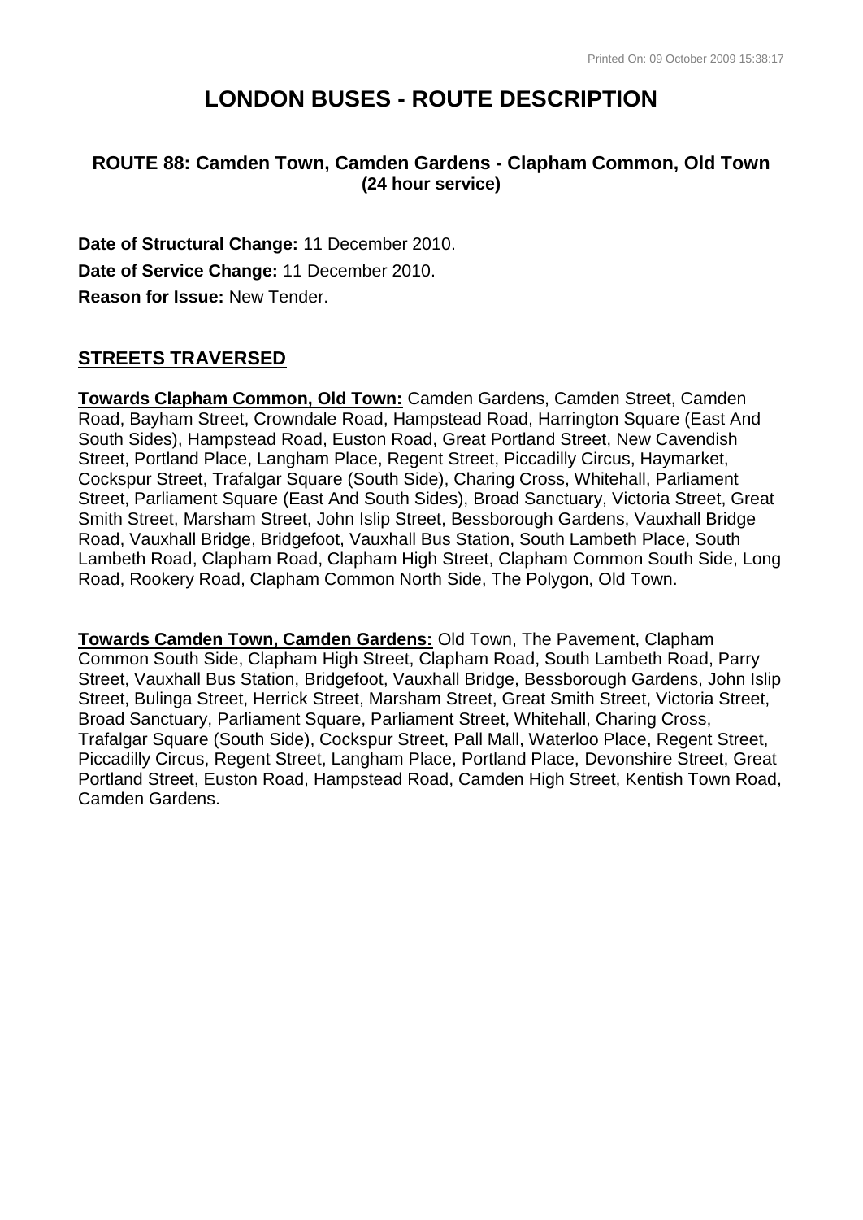# LONDON BUSES - ROUTE DESCRIPTION

### ROUTE 88: Camden Town, Camden Gardens - Clapham Common, Old Town
**(24 hour service)**

**Date of Structural Change:** 11 December 2010.

**Date of Service Change:** 11 December 2010.

**Reason for Issue:** New Tender.

## STREETS TRAVERSED

**Towards Clapham Common, Old Town:** Camden Gardens, Camden Street, Camden Road, Bayham Street, Crowndale Road, Hampstead Road, Harrington Square (East And South Sides), Hampstead Road, Euston Road, Great Portland Street, New Cavendish Street, Portland Place, Langham Place, Regent Street, Piccadilly Circus, Haymarket, Cockspur Street, Trafalgar Square (South Side), Charing Cross, Whitehall, Parliament Street, Parliament Square (East And South Sides), Broad Sanctuary, Victoria Street, Great Smith Street, Marsham Street, John Islip Street, Bessborough Gardens, Vauxhall Bridge Road, Vauxhall Bridge, Bridgefoot, Vauxhall Bus Station, South Lambeth Place, South Lambeth Road, Clapham Road, Clapham High Street, Clapham Common South Side, Long Road, Rookery Road, Clapham Common North Side, The Polygon, Old Town.

**Towards Camden Town, Camden Gardens:** Old Town, The Pavement, Clapham Common South Side, Clapham High Street, Clapham Road, South Lambeth Road, Parry Street, Vauxhall Bus Station, Bridgefoot, Vauxhall Bridge, Bessborough Gardens, John Islip Street, Bulinga Street, Herrick Street, Marsham Street, Great Smith Street, Victoria Street, Broad Sanctuary, Parliament Square, Parliament Street, Whitehall, Charing Cross, Trafalgar Square (South Side), Cockspur Street, Pall Mall, Waterloo Place, Regent Street, Piccadilly Circus, Regent Street, Langham Place, Portland Place, Devonshire Street, Great Portland Street, Euston Road, Hampstead Road, Camden High Street, Kentish Town Road, Camden Gardens.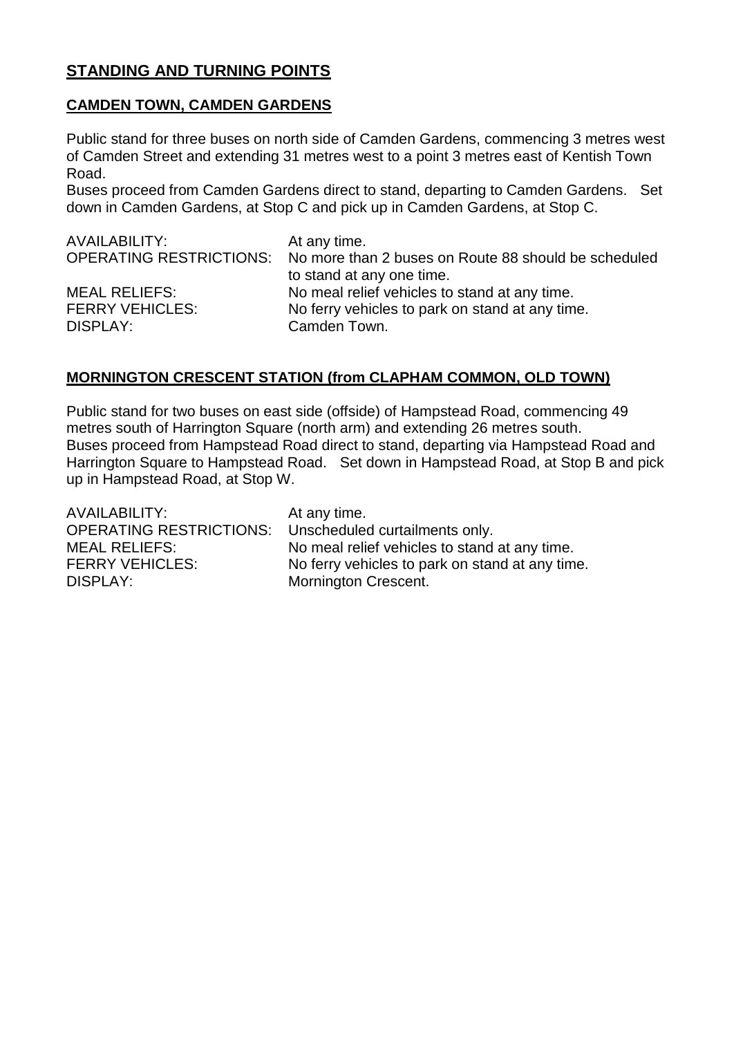## STANDING AND TURNING POINTS

### CAMDEN TOWN, CAMDEN GARDENS

Public stand for three buses on north side of Camden Gardens, commencing 3 metres west of Camden Street and extending 31 metres west to a point 3 metres east of Kentish Town Road.
Buses proceed from Camden Gardens direct to stand, departing to Camden Gardens. Set down in Camden Gardens, at Stop C and pick up in Camden Gardens, at Stop C.

| | |
|---|---|
| AVAILABILITY: | At any time. |
| OPERATING RESTRICTIONS: | No more than 2 buses on Route 88 should be scheduled to stand at any one time. |
| MEAL RELIEFS: | No meal relief vehicles to stand at any time. |
| FERRY VEHICLES: | No ferry vehicles to park on stand at any time. |
| DISPLAY: | Camden Town. |

### MORNINGTON CRESCENT STATION (from CLAPHAM COMMON, OLD TOWN)

Public stand for two buses on east side (offside) of Hampstead Road, commencing 49 metres south of Harrington Square (north arm) and extending 26 metres south.
Buses proceed from Hampstead Road direct to stand, departing via Hampstead Road and Harrington Square to Hampstead Road. Set down in Hampstead Road, at Stop B and pick up in Hampstead Road, at Stop W.

| | |
|---|---|
| AVAILABILITY: | At any time. |
| OPERATING RESTRICTIONS: | Unscheduled curtailments only. |
| MEAL RELIEFS: | No meal relief vehicles to stand at any time. |
| FERRY VEHICLES: | No ferry vehicles to park on stand at any time. |
| DISPLAY: | Mornington Crescent. |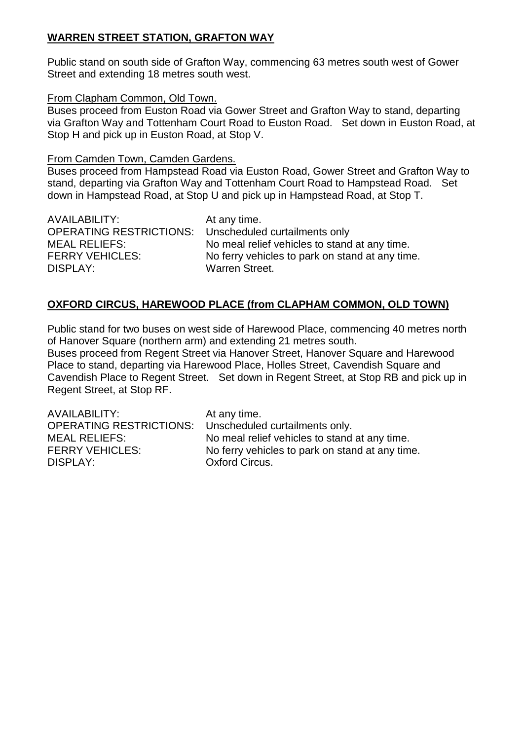## WARREN STREET STATION, GRAFTON WAY

Public stand on south side of Grafton Way, commencing 63 metres south west of Gower Street and extending 18 metres south west.

From Clapham Common, Old Town.

Buses proceed from Euston Road via Gower Street and Grafton Way to stand, departing via Grafton Way and Tottenham Court Road to Euston Road. Set down in Euston Road, at Stop H and pick up in Euston Road, at Stop V.

From Camden Town, Camden Gardens.

Buses proceed from Hampstead Road via Euston Road, Gower Street and Grafton Way to stand, departing via Grafton Way and Tottenham Court Road to Hampstead Road. Set down in Hampstead Road, at Stop U and pick up in Hampstead Road, at Stop T.

| | |
|---|---|
| AVAILABILITY: | At any time. |
| OPERATING RESTRICTIONS: | Unscheduled curtailments only |
| MEAL RELIEFS: | No meal relief vehicles to stand at any time. |
| FERRY VEHICLES: | No ferry vehicles to park on stand at any time. |
| DISPLAY: | Warren Street. |

## OXFORD CIRCUS, HAREWOOD PLACE (from CLAPHAM COMMON, OLD TOWN)

Public stand for two buses on west side of Harewood Place, commencing 40 metres north of Hanover Square (northern arm) and extending 21 metres south.
Buses proceed from Regent Street via Hanover Street, Hanover Square and Harewood Place to stand, departing via Harewood Place, Holles Street, Cavendish Square and Cavendish Place to Regent Street. Set down in Regent Street, at Stop RB and pick up in Regent Street, at Stop RF.

| | |
|---|---|
| AVAILABILITY: | At any time. |
| OPERATING RESTRICTIONS: | Unscheduled curtailments only. |
| MEAL RELIEFS: | No meal relief vehicles to stand at any time. |
| FERRY VEHICLES: | No ferry vehicles to park on stand at any time. |
| DISPLAY: | Oxford Circus. |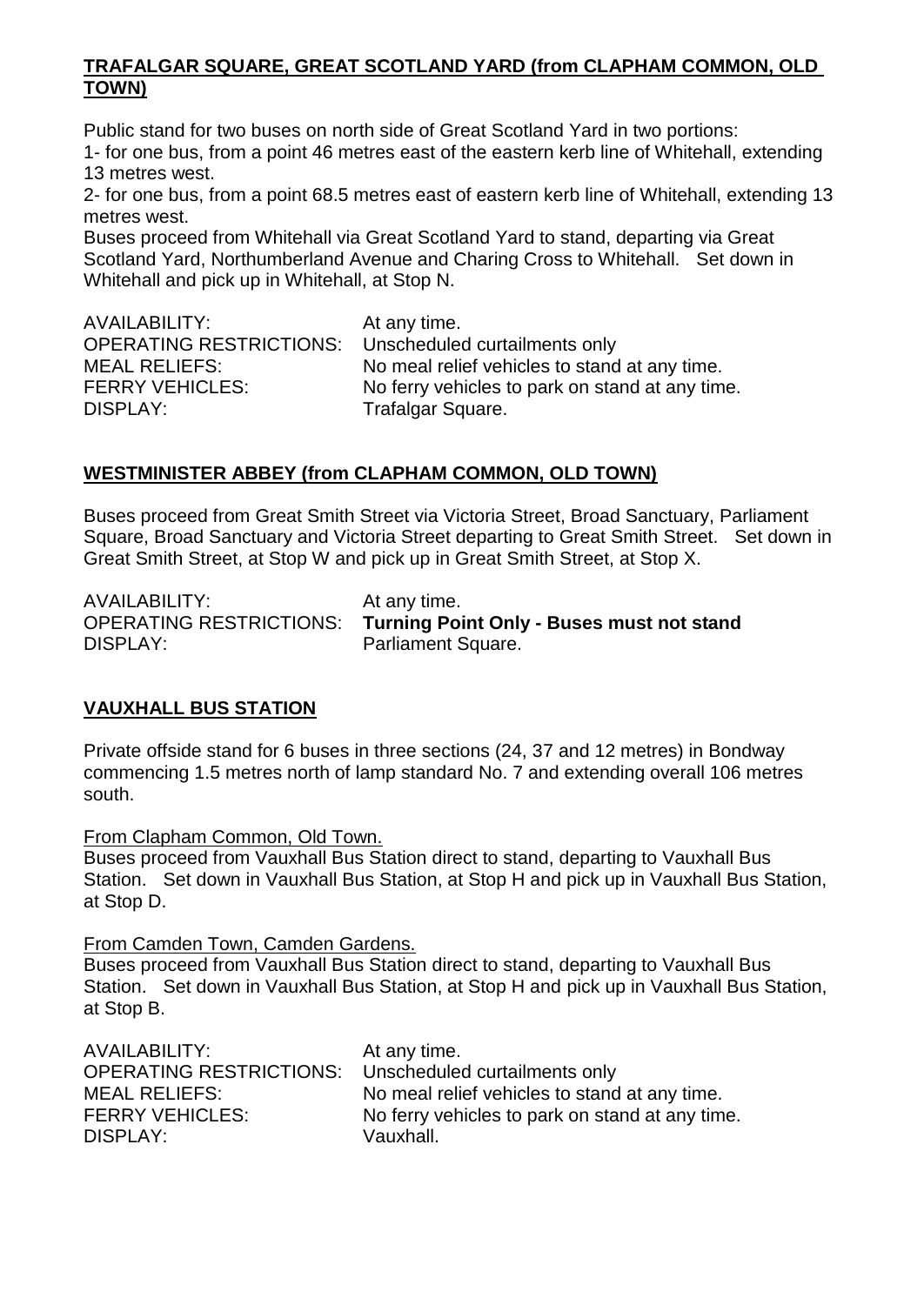**TRAFALGAR SQUARE, GREAT SCOTLAND YARD (from CLAPHAM COMMON, OLD TOWN)**

Public stand for two buses on north side of Great Scotland Yard in two portions:
1- for one bus, from a point 46 metres east of the eastern kerb line of Whitehall, extending 13 metres west.
2- for one bus, from a point 68.5 metres east of eastern kerb line of Whitehall, extending 13 metres west.
Buses proceed from Whitehall via Great Scotland Yard to stand, departing via Great Scotland Yard, Northumberland Avenue and Charing Cross to Whitehall. Set down in Whitehall and pick up in Whitehall, at Stop N.

| | |
|---|---|
| AVAILABILITY: | At any time. |
| OPERATING RESTRICTIONS: | Unscheduled curtailments only |
| MEAL RELIEFS: | No meal relief vehicles to stand at any time. |
| FERRY VEHICLES: | No ferry vehicles to park on stand at any time. |
| DISPLAY: | Trafalgar Square. |

**WESTMINISTER ABBEY (from CLAPHAM COMMON, OLD TOWN)**

Buses proceed from Great Smith Street via Victoria Street, Broad Sanctuary, Parliament Square, Broad Sanctuary and Victoria Street departing to Great Smith Street. Set down in Great Smith Street, at Stop W and pick up in Great Smith Street, at Stop X.

| | |
|---|---|
| AVAILABILITY: | At any time. |
| OPERATING RESTRICTIONS: | **Turning Point Only - Buses must not stand** |
| DISPLAY: | Parliament Square. |

**VAUXHALL BUS STATION**

Private offside stand for 6 buses in three sections (24, 37 and 12 metres) in Bondway commencing 1.5 metres north of lamp standard No. 7 and extending overall 106 metres south.

From Clapham Common, Old Town.
Buses proceed from Vauxhall Bus Station direct to stand, departing to Vauxhall Bus Station. Set down in Vauxhall Bus Station, at Stop H and pick up in Vauxhall Bus Station, at Stop D.

From Camden Town, Camden Gardens.
Buses proceed from Vauxhall Bus Station direct to stand, departing to Vauxhall Bus Station. Set down in Vauxhall Bus Station, at Stop H and pick up in Vauxhall Bus Station, at Stop B.

| | |
|---|---|
| AVAILABILITY: | At any time. |
| OPERATING RESTRICTIONS: | Unscheduled curtailments only |
| MEAL RELIEFS: | No meal relief vehicles to stand at any time. |
| FERRY VEHICLES: | No ferry vehicles to park on stand at any time. |
| DISPLAY: | Vauxhall. |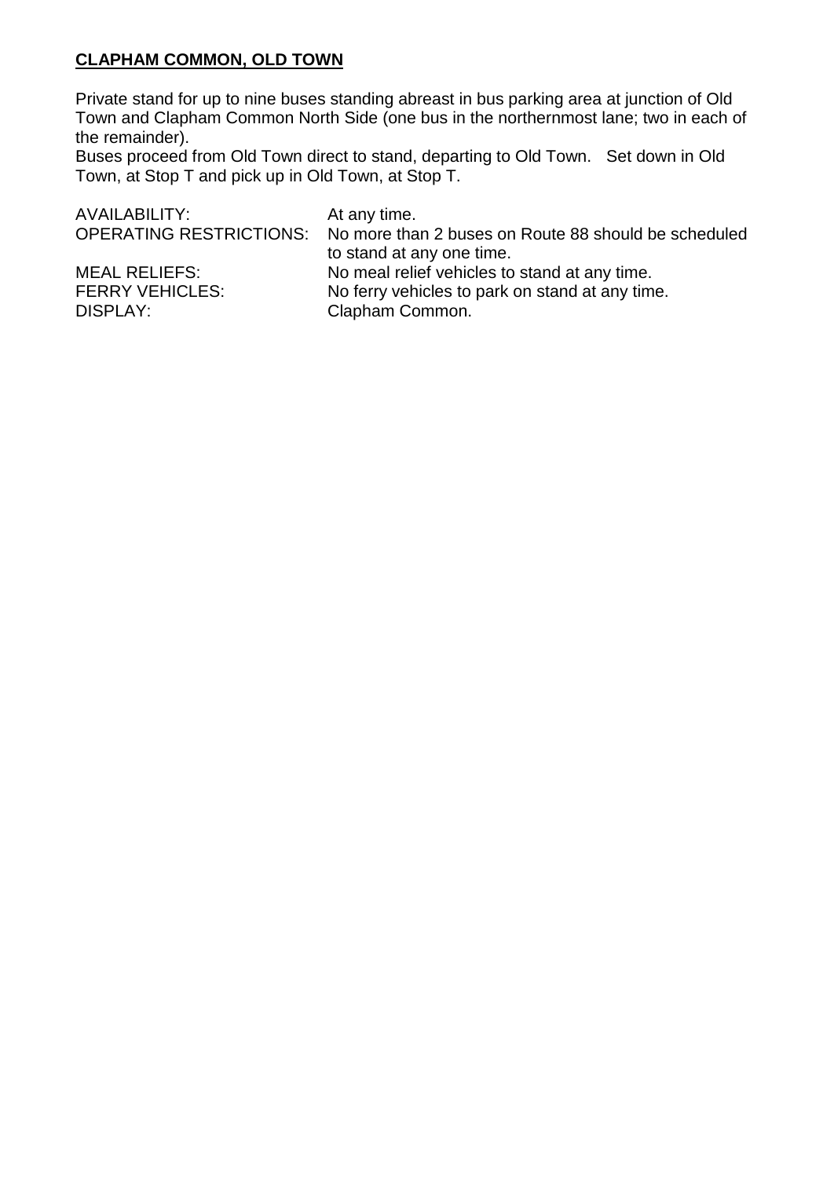**CLAPHAM COMMON, OLD TOWN**

Private stand for up to nine buses standing abreast in bus parking area at junction of Old Town and Clapham Common North Side (one bus in the northernmost lane; two in each of the remainder).
Buses proceed from Old Town direct to stand, departing to Old Town. Set down in Old Town, at Stop T and pick up in Old Town, at Stop T.

| | |
|---|---|
| AVAILABILITY: | At any time. |
| OPERATING RESTRICTIONS: | No more than 2 buses on Route 88 should be scheduled to stand at any one time. |
| MEAL RELIEFS: | No meal relief vehicles to stand at any time. |
| FERRY VEHICLES: | No ferry vehicles to park on stand at any time. |
| DISPLAY: | Clapham Common. |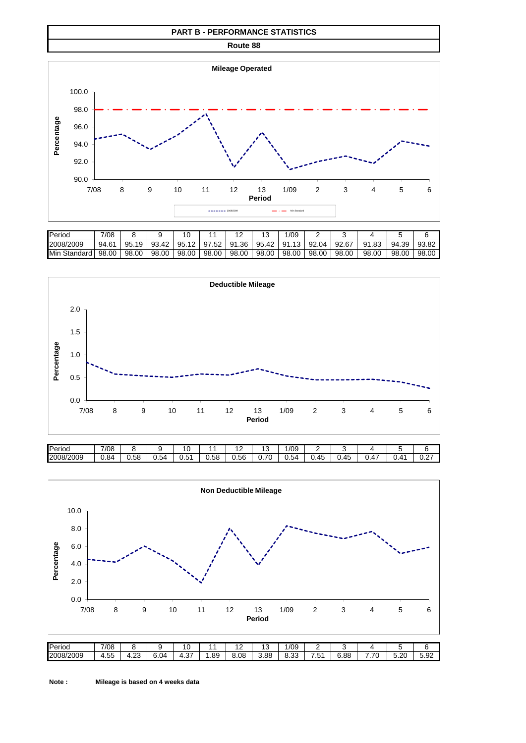# PART B - PERFORMANCE STATISTICS

## Route 88

### Mileage Operated

| Period | 7/08 | 8 | 9 | 10 | 11 | 12 | 13 | 1/09 | 2 | 3 | 4 | 5 | 6 |
|---|---|---|---|---|---|---|---|---|---|---|---|---|---|
| 2008/2009 | 94.61 | 95.19 | 93.42 | 95.12 | 97.52 | 91.36 | 95.42 | 91.13 | 92.04 | 92.67 | 91.83 | 94.39 | 93.82 |
| Min Standard | 98.00 | 98.00 | 98.00 | 98.00 | 98.00 | 98.00 | 98.00 | 98.00 | 98.00 | 98.00 | 98.00 | 98.00 | 98.00 |

### Deductible Mileage

| Period | 7/08 | 8 | 9 | 10 | 11 | 12 | 13 | 1/09 | 2 | 3 | 4 | 5 | 6 |
|---|---|---|---|---|---|---|---|---|---|---|---|---|---|
| 2008/2009 | 0.84 | 0.58 | 0.54 | 0.51 | 0.58 | 0.56 | 0.70 | 0.54 | 0.45 | 0.45 | 0.47 | 0.41 | 0.27 |

### Non Deductible Mileage

| Period | 7/08 | 8 | 9 | 10 | 11 | 12 | 13 | 1/09 | 2 | 3 | 4 | 5 | 6 |
|---|---|---|---|---|---|---|---|---|---|---|---|---|---|
| 2008/2009 | 4.55 | 4.23 | 6.04 | 4.37 | 1.89 | 8.08 | 3.88 | 8.33 | 7.51 | 6.88 | 7.70 | 5.20 | 5.92 |

**Note :** **Mileage is based on 4 weeks data**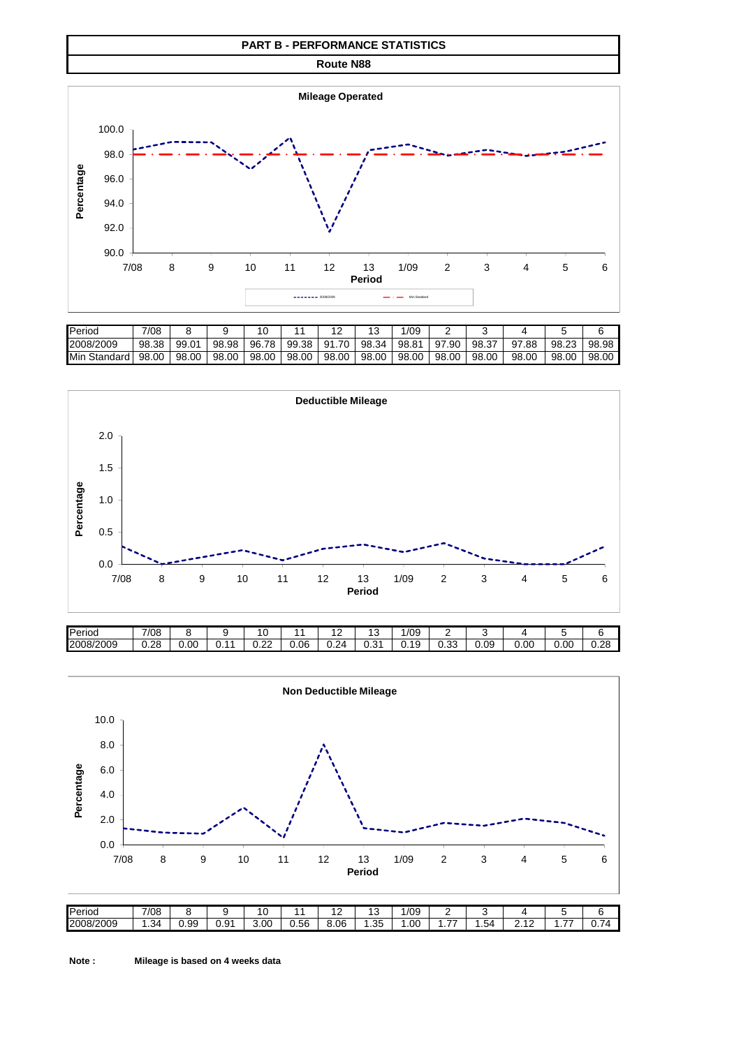# PART B - PERFORMANCE STATISTICS

## Route N88

**Mileage Operated**

| Period | 7/08 | 8 | 9 | 10 | 11 | 12 | 13 | 1/09 | 2 | 3 | 4 | 5 | 6 |
|---|---|---|---|---|---|---|---|---|---|---|---|---|---|
| 2008/2009 | 98.38 | 99.01 | 98.98 | 96.78 | 99.38 | 91.70 | 98.34 | 98.81 | 97.90 | 98.37 | 97.88 | 98.23 | 98.98 |
| Min Standard | 98.00 | 98.00 | 98.00 | 98.00 | 98.00 | 98.00 | 98.00 | 98.00 | 98.00 | 98.00 | 98.00 | 98.00 | 98.00 |

**Deductible Mileage**

| Period | 7/08 | 8 | 9 | 10 | 11 | 12 | 13 | 1/09 | 2 | 3 | 4 | 5 | 6 |
|---|---|---|---|---|---|---|---|---|---|---|---|---|---|
| 2008/2009 | 0.28 | 0.00 | 0.11 | 0.22 | 0.06 | 0.24 | 0.31 | 0.19 | 0.33 | 0.09 | 0.00 | 0.00 | 0.28 |

**Non Deductible Mileage**

| Period | 7/08 | 8 | 9 | 10 | 11 | 12 | 13 | 1/09 | 2 | 3 | 4 | 5 | 6 |
|---|---|---|---|---|---|---|---|---|---|---|---|---|---|
| 2008/2009 | 1.34 | 0.99 | 0.91 | 3.00 | 0.56 | 8.06 | 1.35 | 1.00 | 1.77 | 1.54 | 2.12 | 1.77 | 0.74 |

**Note :** **Mileage is based on 4 weeks data**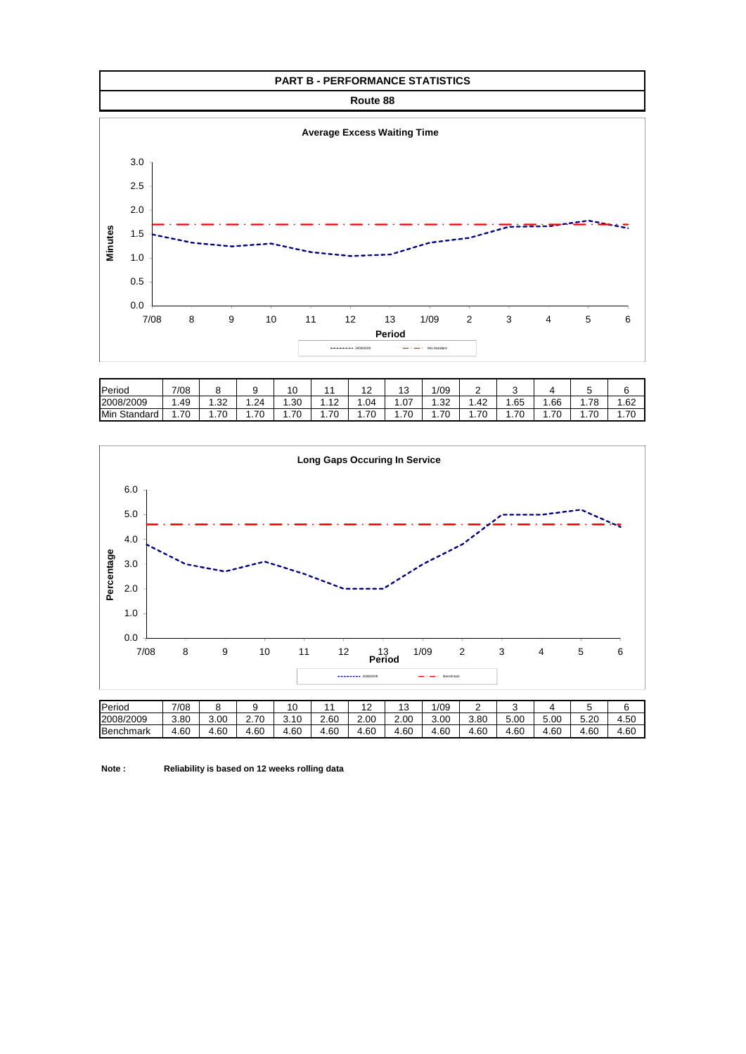## PART B - PERFORMANCE STATISTICS

### Route 88

**Average Excess Waiting Time**

| Period | 7/08 | 8 | 9 | 10 | 11 | 12 | 13 | 1/09 | 2 | 3 | 4 | 5 | 6 |
|---|---|---|---|---|---|---|---|---|---|---|---|---|---|
| 2008/2009 | 1.49 | 1.32 | 1.24 | 1.30 | 1.12 | 1.04 | 1.07 | 1.32 | 1.42 | 1.65 | 1.66 | 1.78 | 1.62 |
| Min Standard | 1.70 | 1.70 | 1.70 | 1.70 | 1.70 | 1.70 | 1.70 | 1.70 | 1.70 | 1.70 | 1.70 | 1.70 | 1.70 |

**Long Gaps Occuring In Service**

| Period | 7/08 | 8 | 9 | 10 | 11 | 12 | 13 | 1/09 | 2 | 3 | 4 | 5 | 6 |
|---|---|---|---|---|---|---|---|---|---|---|---|---|---|
| 2008/2009 | 3.80 | 3.00 | 2.70 | 3.10 | 2.60 | 2.00 | 2.00 | 3.00 | 3.80 | 5.00 | 5.00 | 5.20 | 4.50 |
| Benchmark | 4.60 | 4.60 | 4.60 | 4.60 | 4.60 | 4.60 | 4.60 | 4.60 | 4.60 | 4.60 | 4.60 | 4.60 | 4.60 |

**Note :** **Reliability is based on 12 weeks rolling data**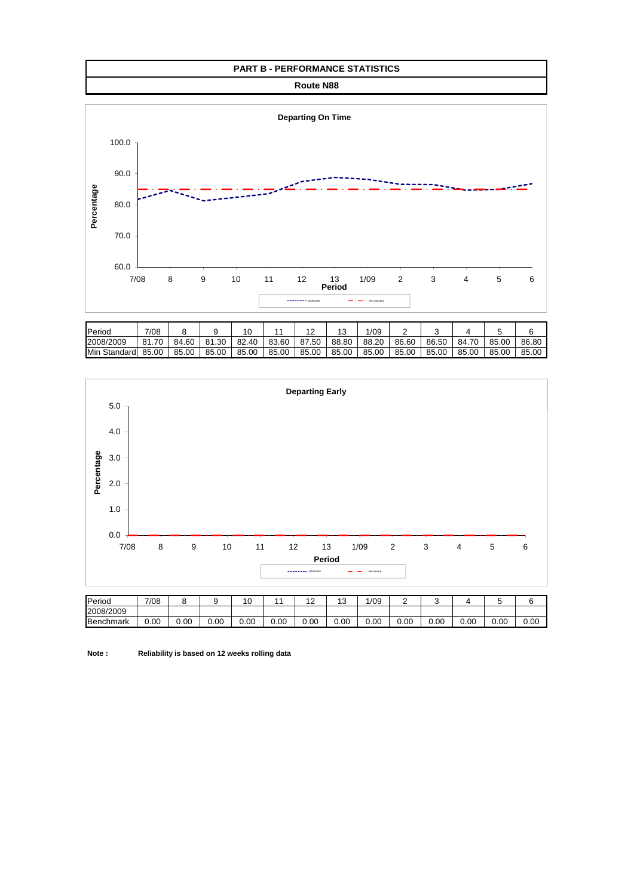## PART B - PERFORMANCE STATISTICS

### Route N88

**Departing On Time**

Percentage

100.0
90.0
80.0
70.0
60.0

7/08 8 9 10 11 12 13 1/09 2 3 4 5 6

Period

2008/2009 Min Standard

| Period | 7/08 | 8 | 9 | 10 | 11 | 12 | 13 | 1/09 | 2 | 3 | 4 | 5 | 6 |
|---|---|---|---|---|---|---|---|---|---|---|---|---|---|
| 2008/2009 | 81.70 | 84.60 | 81.30 | 82.40 | 83.60 | 87.50 | 88.80 | 88.20 | 86.60 | 86.50 | 84.70 | 85.00 | 86.80 |
| Min Standard | 85.00 | 85.00 | 85.00 | 85.00 | 85.00 | 85.00 | 85.00 | 85.00 | 85.00 | 85.00 | 85.00 | 85.00 | 85.00 |

**Departing Early**

Percentage

5.0
4.0
3.0
2.0
1.0
0.0

7/08 8 9 10 11 12 13 1/09 2 3 4 5 6

Period

2008/2009 Benchmark

| Period | 7/08 | 8 | 9 | 10 | 11 | 12 | 13 | 1/09 | 2 | 3 | 4 | 5 | 6 |
|---|---|---|---|---|---|---|---|---|---|---|---|---|---|
| 2008/2009 | | | | | | | | | | | | | |
| Benchmark | 0.00 | 0.00 | 0.00 | 0.00 | 0.00 | 0.00 | 0.00 | 0.00 | 0.00 | 0.00 | 0.00 | 0.00 | 0.00 |

**Note :** **Reliability is based on 12 weeks rolling data**